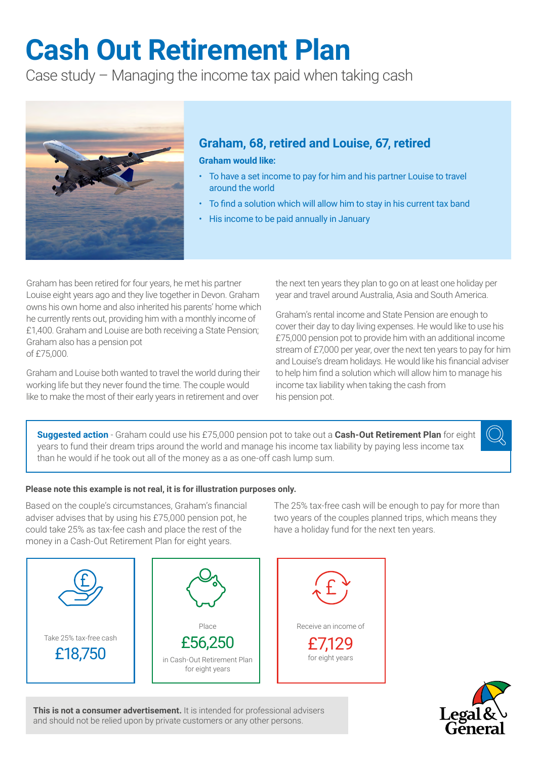# Cash Out Retirement Plan

Case study – Managing the income tax paid when taking cash

## Graham, 68, retired and Louise, 67, retired

**Graham would like:**

- To have a set income to pay for him and his partner Louise to travel around the world
- To find a solution which will allow him to stay in his current tax band
- His income to be paid annually in January

Graham has been retired for four years, he met his partner Louise eight years ago and they live together in Devon. Graham owns his own home and also inherited his parents' home which he currently rents out, providing him with a monthly income of £1,400. Graham and Louise are both receiving a State Pension; Graham also has a pension pot of £75,000.

Graham and Louise both wanted to travel the world during their working life but they never found the time. The couple would like to make the most of their early years in retirement and over the next ten years they plan to go on at least one holiday per year and travel around Australia, Asia and South America.

Graham's rental income and State Pension are enough to cover their day to day living expenses. He would like to use his £75,000 pension pot to provide him with an additional income stream of £7,000 per year, over the next ten years to pay for him and Louise's dream holidays. He would like his financial adviser to help him find a solution which will allow him to manage his income tax liability when taking the cash from his pension pot.

**Suggested action** - Graham could use his £75,000 pension pot to take out a **Cash-Out Retirement Plan** for eight years to fund their dream trips around the world and manage his income tax liability by paying less income tax than he would if he took out all of the money as a as one-off cash lump sum.

**Please note this example is not real, it is for illustration purposes only.**

Based on the couple's circumstances, Graham's financial adviser advises that by using his £75,000 pension pot, he could take 25% as tax-fee cash and place the rest of the money in a Cash-Out Retirement Plan for eight years.

The 25% tax-free cash will be enough to pay for more than two years of the couples planned trips, which means they have a holiday fund for the next ten years.

Take 25% tax-free cash
**£18,750**

Place
**£56,250**
in Cash-Out Retirement Plan for eight years

Receive an income of
**£7,129**
for eight years

**This is not a consumer advertisement.** It is intended for professional advisers and should not be relied upon by private customers or any other persons.

Legal & General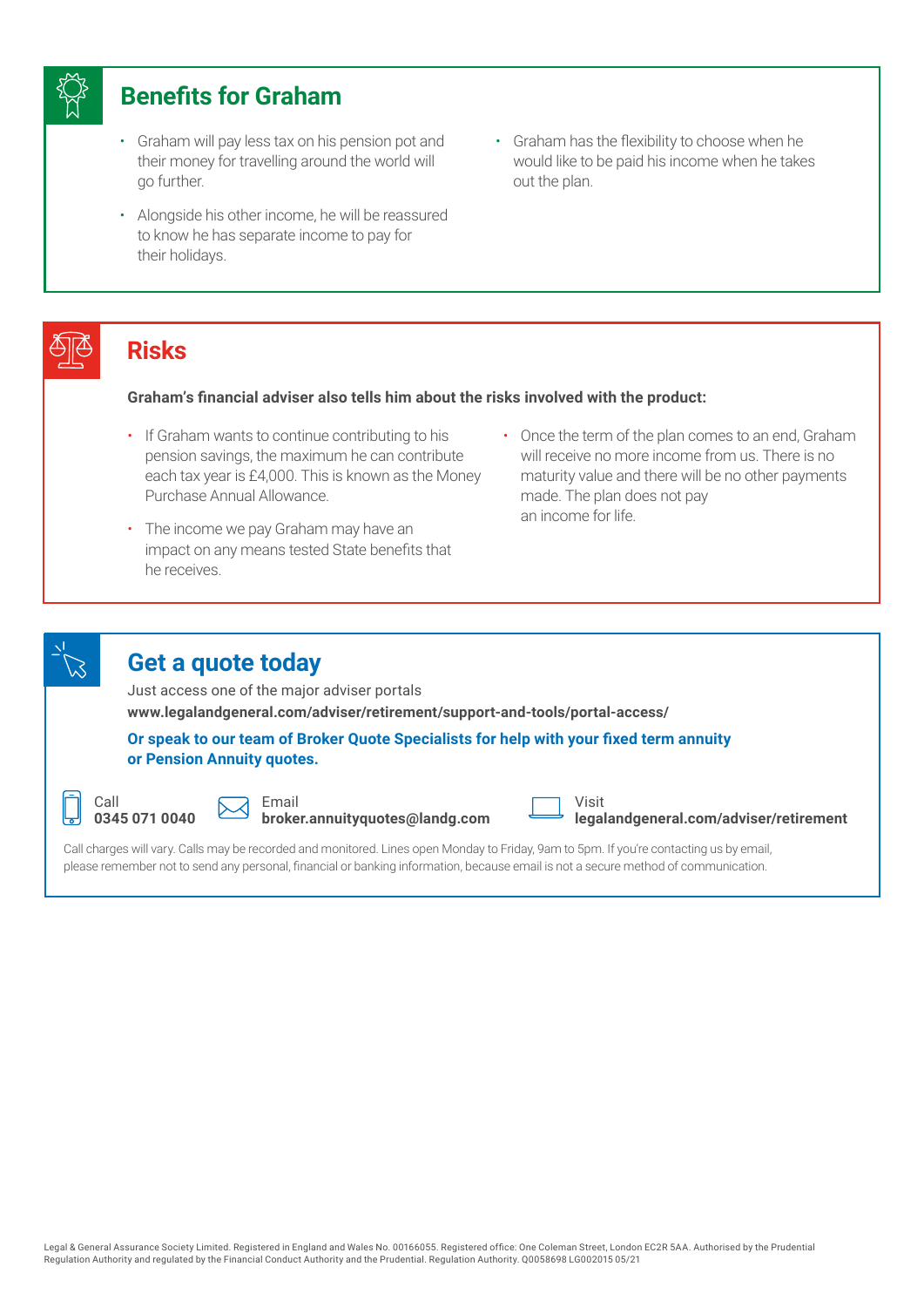## Benefits for Graham

- Graham will pay less tax on his pension pot and their money for travelling around the world will go further.
- Alongside his other income, he will be reassured to know he has separate income to pay for their holidays.
- Graham has the flexibility to choose when he would like to be paid his income when he takes out the plan.

## Risks

**Graham's financial adviser also tells him about the risks involved with the product:**

- If Graham wants to continue contributing to his pension savings, the maximum he can contribute each tax year is £4,000. This is known as the Money Purchase Annual Allowance.
- The income we pay Graham may have an impact on any means tested State benefits that he receives.
- Once the term of the plan comes to an end, Graham will receive no more income from us. There is no maturity value and there will be no other payments made. The plan does not pay an income for life.

## Get a quote today

Just access one of the major adviser portals
**www.legalandgeneral.com/adviser/retirement/support-and-tools/portal-access/**

**Or speak to our team of Broker Quote Specialists for help with your fixed term annuity or Pension Annuity quotes.**

Call
**0345 071 0040**

Email
**broker.annuityquotes@landg.com**

Visit
**legalandgeneral.com/adviser/retirement**

Call charges will vary. Calls may be recorded and monitored. Lines open Monday to Friday, 9am to 5pm. If you're contacting us by email, please remember not to send any personal, financial or banking information, because email is not a secure method of communication.

Legal & General Assurance Society Limited. Registered in England and Wales No. 00166055. Registered office: One Coleman Street, London EC2R 5AA. Authorised by the Prudential Regulation Authority and regulated by the Financial Conduct Authority and the Prudential. Regulation Authority. Q0058698 LG002015 05/21